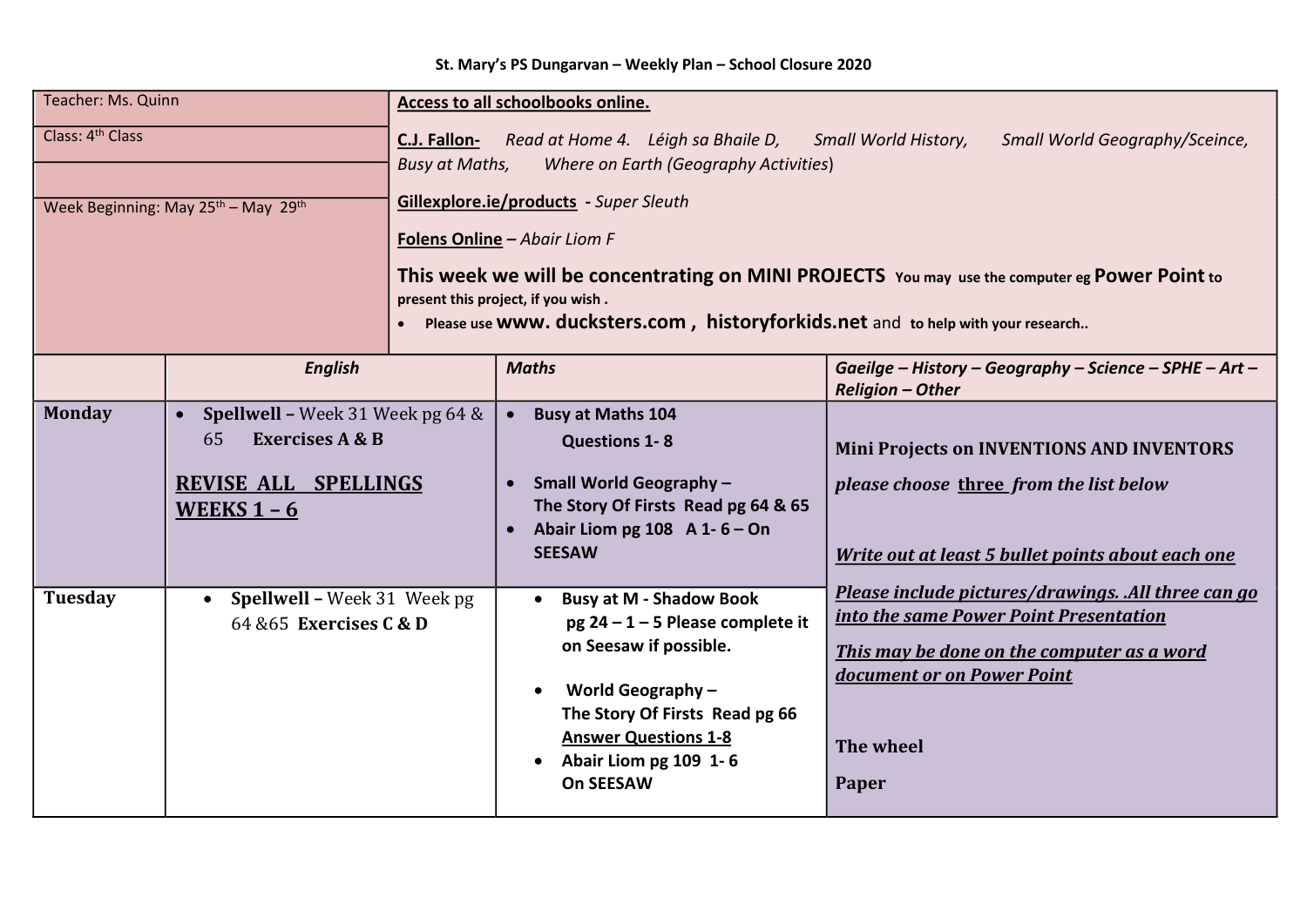**St. Mary's PS Dungarvan – Weekly Plan – School Closure 2020**

| Teacher: Ms. Quinn<br>Class: 4th Class<br><br>Week Beginning: May 25th – May 29th | | **Access to all schoolbooks online.**<br>**C.J. Fallon-** *Read at Home 4. Léigh sa Bhaile D, Small World History, Small World Geography/Sceince, Busy at Maths, Where on Earth (Geography Activities)*<br>**Gillexplore.ie/products** - *Super Sleuth*<br>**Folens Online** – *Abair Liom F*<br>**This week we will be concentrating on MINI PROJECTS** **You may use the computer eg Power Point to present this project, if you wish .**<br>• **Please use www. ducksters.com , historyforkids.net and to help with your research..** | |
|---|---|---|---|
| | ***English*** | ***Maths*** | ***Gaeilge – History – Geography – Science – SPHE – Art – Religion – Other*** |
| **Monday** | • **Spellwell –** Week 31 Week pg 64 & 65 **Exercises A & B**<br>**REVISE ALL SPELLINGS WEEKS 1 – 6** | • **Busy at Maths 104 Questions 1- 8**<br>• **Small World Geography – The Story Of Firsts Read pg 64 & 65**<br>• **Abair Liom pg 108 A 1- 6 – On SEESAW** | **Mini Projects on INVENTIONS AND INVENTORS**<br>***please choose three from the list below***<br>***Write out at least 5 bullet points about each one***<br>***Please include pictures/drawings. .All three can go into the same Power Point Presentation***<br>***This may be done on the computer as a word document or on Power Point***<br>**The wheel**<br>**Paper** |
| **Tuesday** | • **Spellwell –** Week 31 Week pg 64 &65 **Exercises C & D** | • **Busy at M - Shadow Book pg 24 – 1 – 5 Please complete it on Seesaw if possible.**<br>• **World Geography – The Story Of Firsts Read pg 66 Answer Questions 1-8**<br>• **Abair Liom pg 109 1- 6 On SEESAW** | |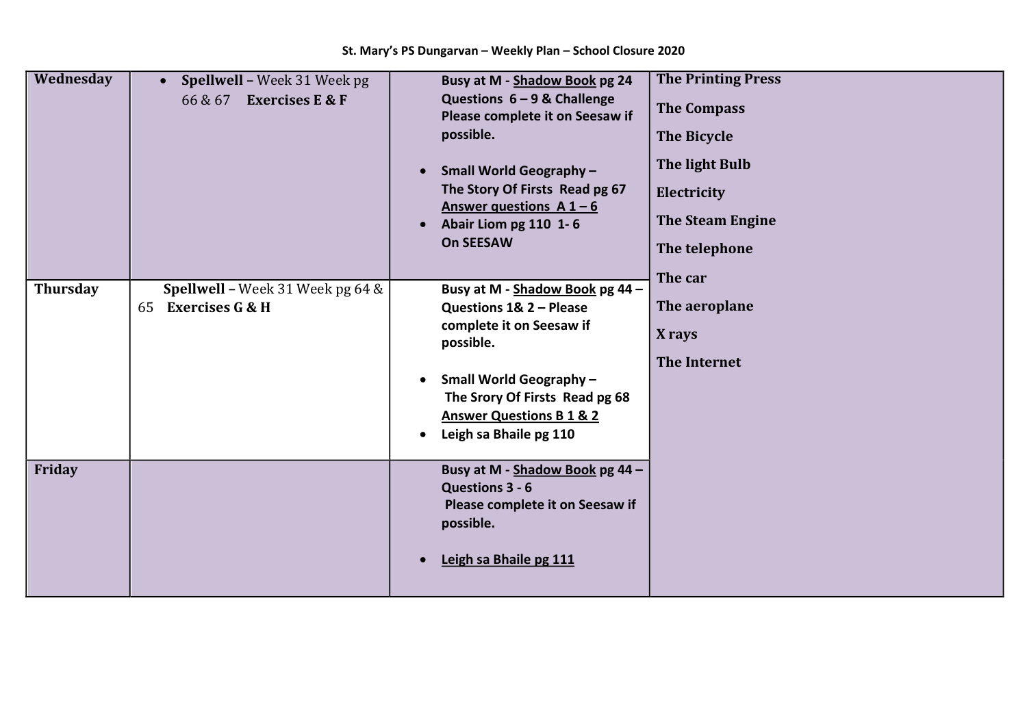St. Mary's PS Dungarvan – Weekly Plan – School Closure 2020

| | | | |
|---|---|---|---|
| **Wednesday** | • **Spellwell** – Week 31 Week pg 66 & 67 **Exercises E & F** | **Busy at M - <u>Shadow Book</u> pg 24 Questions 6 – 9 & Challenge Please complete it on Seesaw if possible.**<br><br>• **Small World Geography – The Story Of Firsts Read pg 67 <u>Answer questions A 1 – 6</u>**<br>• **Abair Liom pg 110 1- 6 On SEESAW** | **The Printing Press**<br>**The Compass**<br>**The Bicycle**<br>**The light Bulb**<br>**Electricity**<br>**The Steam Engine**<br>**The telephone**<br>**The car**<br>**The aeroplane**<br>**X rays**<br>**The Internet** |
| **Thursday** | **Spellwell** – Week 31 Week pg 64 & 65 **Exercises G & H** | **Busy at M - <u>Shadow Book</u> pg 44 – Questions 1& 2 – Please complete it on Seesaw if possible.**<br><br>• **Small World Geography – The Srory Of Firsts Read pg 68 <u>Answer Questions B 1 & 2</u>**<br>• **Leigh sa Bhaile pg 110** | |
| **Friday** | | **Busy at M - <u>Shadow Book</u> pg 44 – Questions 3 - 6 Please complete it on Seesaw if possible.**<br><br>• **<u>Leigh sa Bhaile pg 111</u>** | |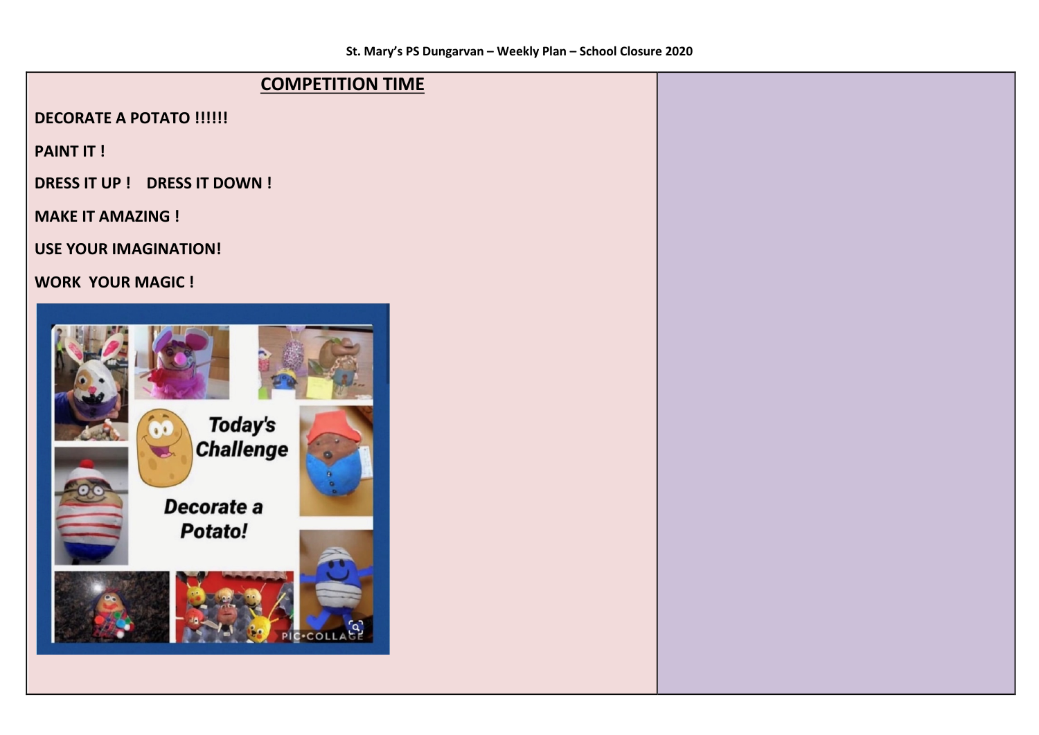## COMPETITION TIME

**DECORATE A POTATO !!!!!!**

**PAINT IT !**

**DRESS IT UP ! DRESS IT DOWN !**

**MAKE IT AMAZING !**

**USE YOUR IMAGINATION!**

**WORK YOUR MAGIC !**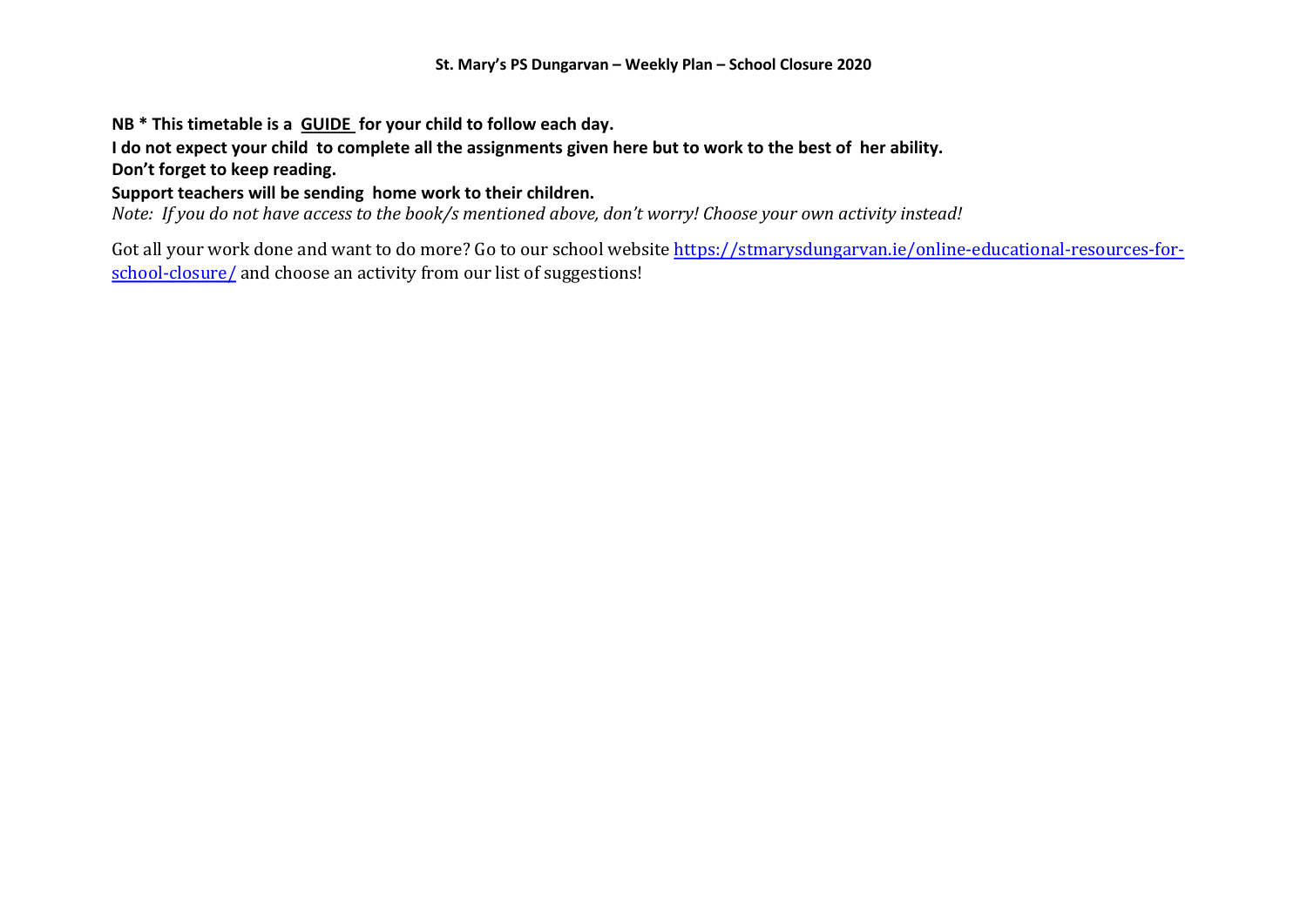**St. Mary's PS Dungarvan – Weekly Plan – School Closure 2020**

**NB * This timetable is a <u>GUIDE</u> for your child to follow each day.**
**I do not expect your child to complete all the assignments given here but to work to the best of her ability.**
**Don't forget to keep reading.**
**Support teachers will be sending home work to their children.**
*Note: If you do not have access to the book/s mentioned above, don't worry! Choose your own activity instead!*

Got all your work done and want to do more? Go to our school website [https://stmarysdungarvan.ie/online-educational-resources-for-school-closure/](https://stmarysdungarvan.ie/online-educational-resources-for-school-closure/) and choose an activity from our list of suggestions!